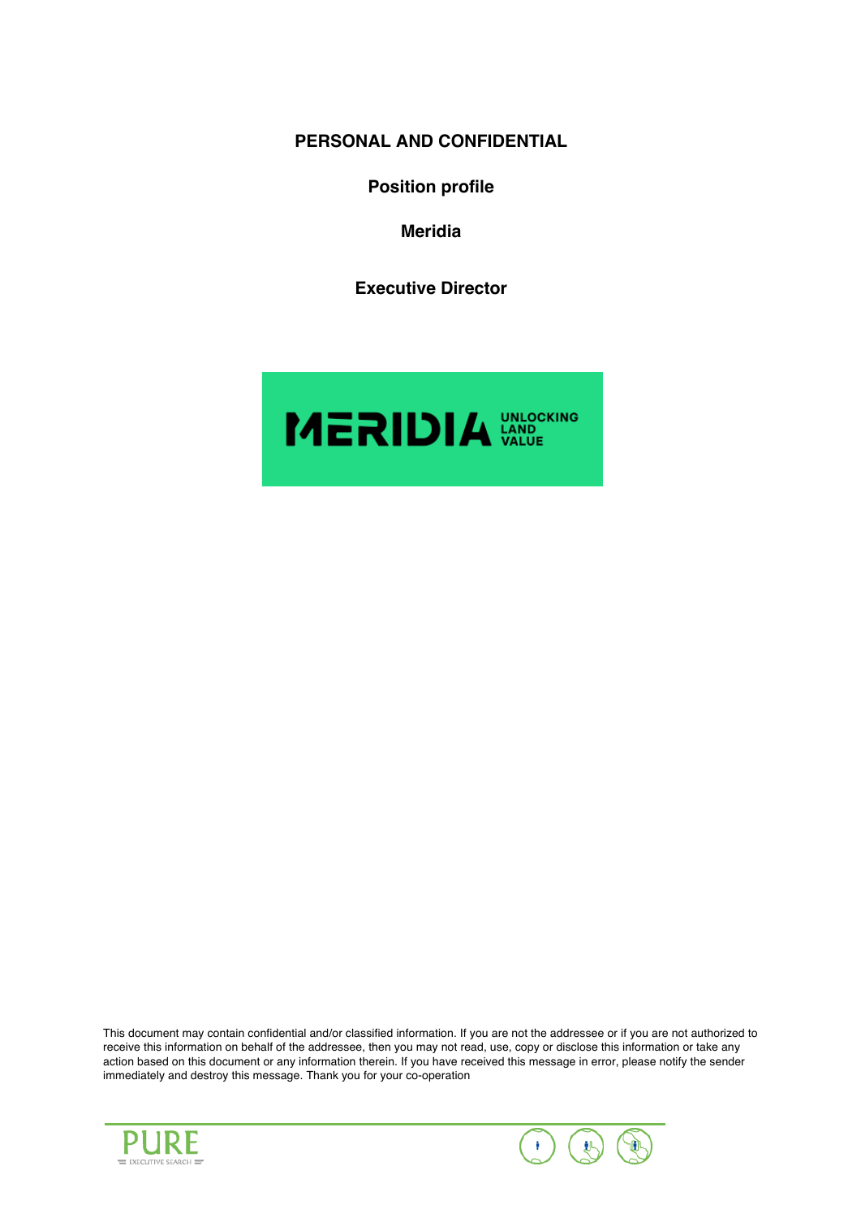**PERSONAL AND CONFIDENTIAL**

**Position profile**

**Meridia**

**Executive Director**

MERIDIA UNLOCKING LAND VALUE

This document may contain confidential and/or classified information. If you are not the addressee or if you are not authorized to receive this information on behalf of the addressee, then you may not read, use, copy or disclose this information or take any action based on this document or any information therein. If you have received this message in error, please notify the sender immediately and destroy this message. Thank you for your co-operation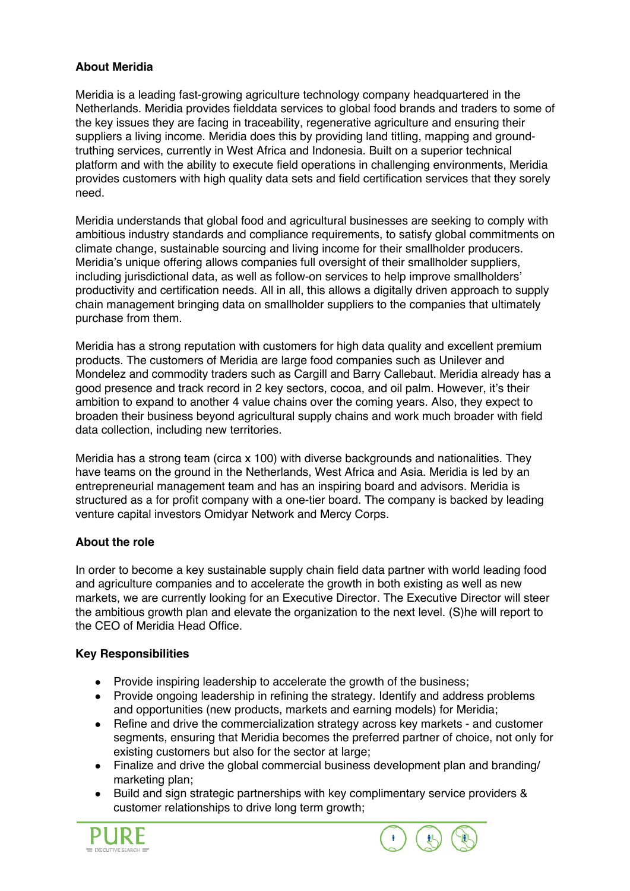**About Meridia**

Meridia is a leading fast-growing agriculture technology company headquartered in the Netherlands. Meridia provides fielddata services to global food brands and traders to some of the key issues they are facing in traceability, regenerative agriculture and ensuring their suppliers a living income. Meridia does this by providing land titling, mapping and ground-truthing services, currently in West Africa and Indonesia. Built on a superior technical platform and with the ability to execute field operations in challenging environments, Meridia provides customers with high quality data sets and field certification services that they sorely need.

Meridia understands that global food and agricultural businesses are seeking to comply with ambitious industry standards and compliance requirements, to satisfy global commitments on climate change, sustainable sourcing and living income for their smallholder producers. Meridia's unique offering allows companies full oversight of their smallholder suppliers, including jurisdictional data, as well as follow-on services to help improve smallholders' productivity and certification needs. All in all, this allows a digitally driven approach to supply chain management bringing data on smallholder suppliers to the companies that ultimately purchase from them.

Meridia has a strong reputation with customers for high data quality and excellent premium products. The customers of Meridia are large food companies such as Unilever and Mondelez and commodity traders such as Cargill and Barry Callebaut. Meridia already has a good presence and track record in 2 key sectors, cocoa, and oil palm. However, it's their ambition to expand to another 4 value chains over the coming years. Also, they expect to broaden their business beyond agricultural supply chains and work much broader with field data collection, including new territories.

Meridia has a strong team (circa x 100) with diverse backgrounds and nationalities. They have teams on the ground in the Netherlands, West Africa and Asia. Meridia is led by an entrepreneurial management team and has an inspiring board and advisors. Meridia is structured as a for profit company with a one-tier board. The company is backed by leading venture capital investors Omidyar Network and Mercy Corps.

**About the role**

In order to become a key sustainable supply chain field data partner with world leading food and agriculture companies and to accelerate the growth in both existing as well as new markets, we are currently looking for an Executive Director. The Executive Director will steer the ambitious growth plan and elevate the organization to the next level. (S)he will report to the CEO of Meridia Head Office.

**Key Responsibilities**

- Provide inspiring leadership to accelerate the growth of the business;
- Provide ongoing leadership in refining the strategy. Identify and address problems and opportunities (new products, markets and earning models) for Meridia;
- Refine and drive the commercialization strategy across key markets - and customer segments, ensuring that Meridia becomes the preferred partner of choice, not only for existing customers but also for the sector at large;
- Finalize and drive the global commercial business development plan and branding/ marketing plan;
- Build and sign strategic partnerships with key complimentary service providers & customer relationships to drive long term growth;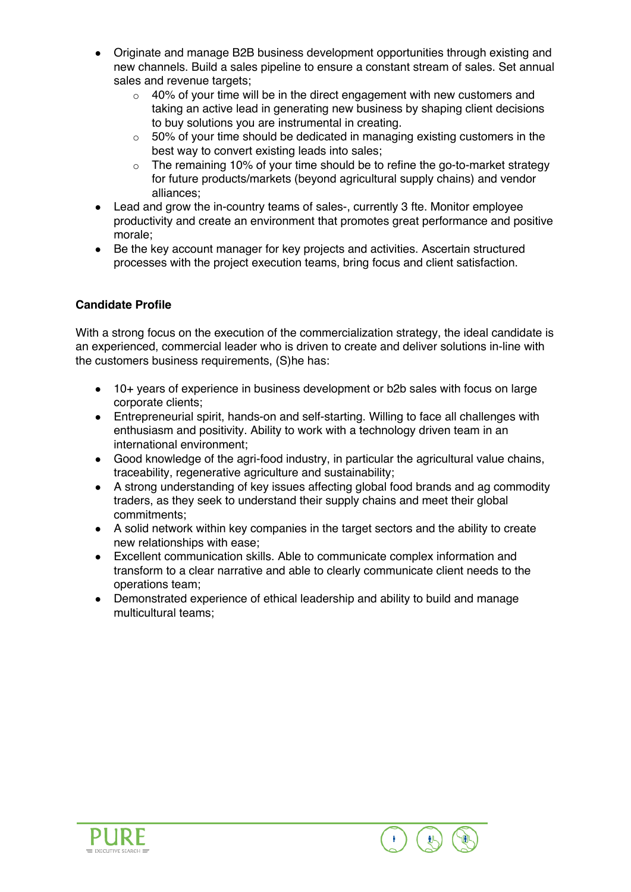- Originate and manage B2B business development opportunities through existing and new channels. Build a sales pipeline to ensure a constant stream of sales. Set annual sales and revenue targets;
    - 40% of your time will be in the direct engagement with new customers and taking an active lead in generating new business by shaping client decisions to buy solutions you are instrumental in creating.
    - 50% of your time should be dedicated in managing existing customers in the best way to convert existing leads into sales;
    - The remaining 10% of your time should be to refine the go-to-market strategy for future products/markets (beyond agricultural supply chains) and vendor alliances;
- Lead and grow the in-country teams of sales-, currently 3 fte. Monitor employee productivity and create an environment that promotes great performance and positive morale;
- Be the key account manager for key projects and activities. Ascertain structured processes with the project execution teams, bring focus and client satisfaction.

**Candidate Profile**

With a strong focus on the execution of the commercialization strategy, the ideal candidate is an experienced, commercial leader who is driven to create and deliver solutions in-line with the customers business requirements, (S)he has:

- 10+ years of experience in business development or b2b sales with focus on large corporate clients;
- Entrepreneurial spirit, hands-on and self-starting. Willing to face all challenges with enthusiasm and positivity. Ability to work with a technology driven team in an international environment;
- Good knowledge of the agri-food industry, in particular the agricultural value chains, traceability, regenerative agriculture and sustainability;
- A strong understanding of key issues affecting global food brands and ag commodity traders, as they seek to understand their supply chains and meet their global commitments;
- A solid network within key companies in the target sectors and the ability to create new relationships with ease;
- Excellent communication skills. Able to communicate complex information and transform to a clear narrative and able to clearly communicate client needs to the operations team;
- Demonstrated experience of ethical leadership and ability to build and manage multicultural teams;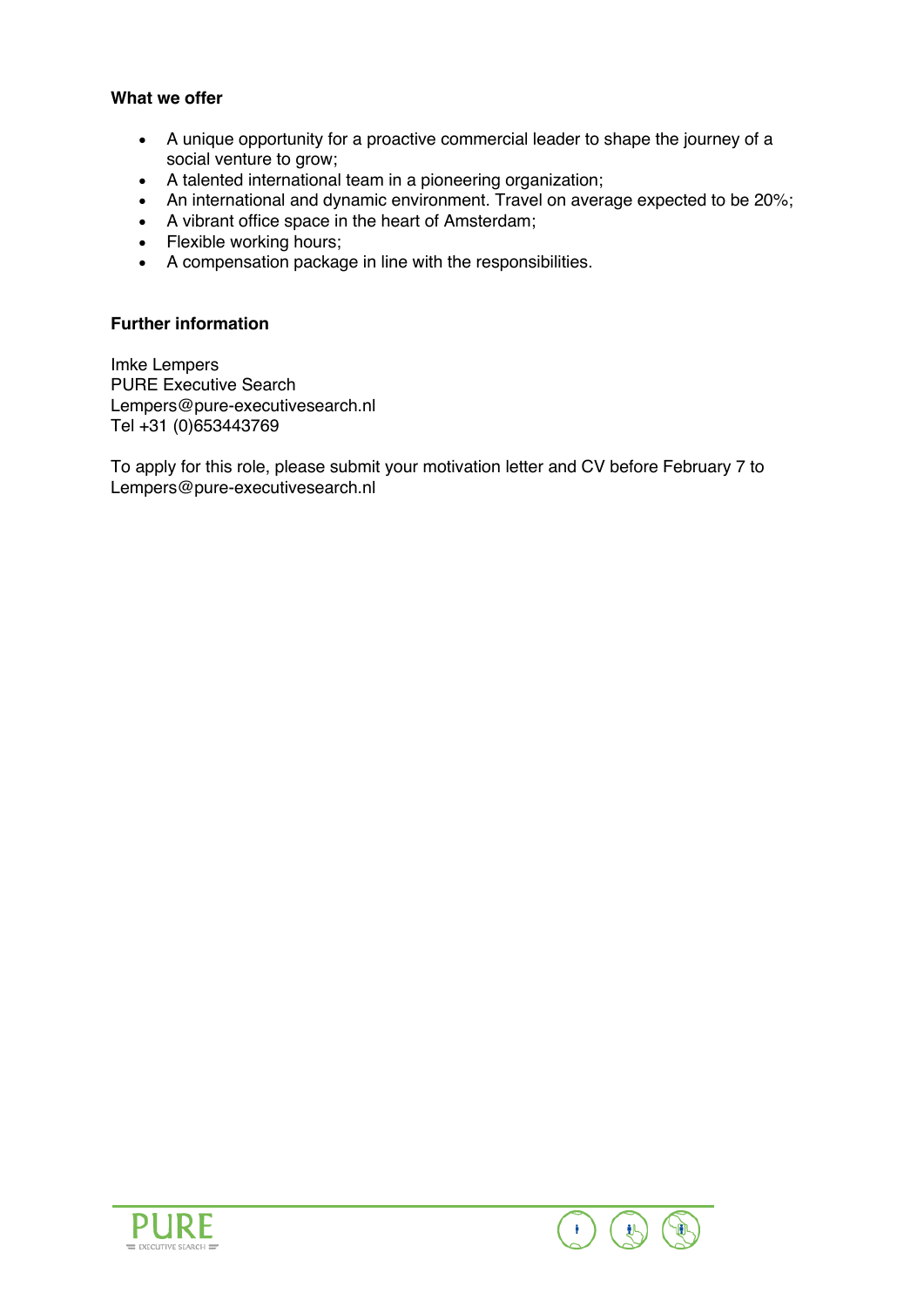**What we offer**

- A unique opportunity for a proactive commercial leader to shape the journey of a social venture to grow;
- A talented international team in a pioneering organization;
- An international and dynamic environment. Travel on average expected to be 20%;
- A vibrant office space in the heart of Amsterdam;
- Flexible working hours;
- A compensation package in line with the responsibilities.

**Further information**

Imke Lempers
PURE Executive Search
Lempers@pure-executivesearch.nl
Tel +31 (0)653443769

To apply for this role, please submit your motivation letter and CV before February 7 to Lempers@pure-executivesearch.nl